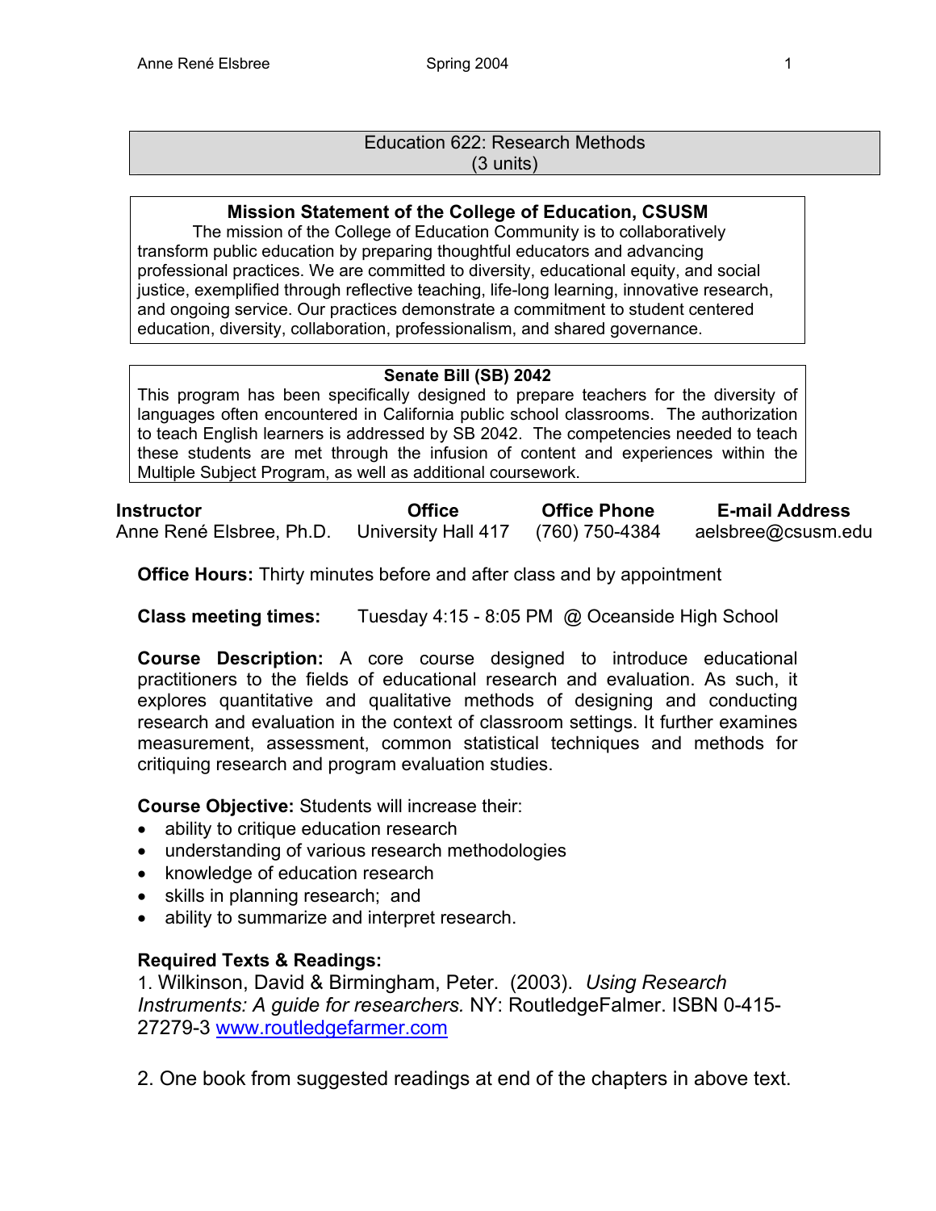# Education 622: Research Methods
(3 units)

**Mission Statement of the College of Education, CSUSM**

The mission of the College of Education Community is to collaboratively transform public education by preparing thoughtful educators and advancing professional practices. We are committed to diversity, educational equity, and social justice, exemplified through reflective teaching, life-long learning, innovative research, and ongoing service. Our practices demonstrate a commitment to student centered education, diversity, collaboration, professionalism, and shared governance.

**Senate Bill (SB) 2042**

This program has been specifically designed to prepare teachers for the diversity of languages often encountered in California public school classrooms. The authorization to teach English learners is addressed by SB 2042. The competencies needed to teach these students are met through the infusion of content and experiences within the Multiple Subject Program, as well as additional coursework.

| Instructor | Office | Office Phone | E-mail Address |
|---|---|---|---|
| Anne René Elsbree, Ph.D. | University Hall 417 | (760) 750-4384 | aelsbree@csusm.edu |

**Office Hours:** Thirty minutes before and after class and by appointment

**Class meeting times:** Tuesday 4:15 - 8:05 PM @ Oceanside High School

**Course Description:** A core course designed to introduce educational practitioners to the fields of educational research and evaluation. As such, it explores quantitative and qualitative methods of designing and conducting research and evaluation in the context of classroom settings. It further examines measurement, assessment, common statistical techniques and methods for critiquing research and program evaluation studies.

**Course Objective:** Students will increase their:

- ability to critique education research
- understanding of various research methodologies
- knowledge of education research
- skills in planning research; and
- ability to summarize and interpret research.

**Required Texts & Readings:**

1. Wilkinson, David & Birmingham, Peter. (2003). *Using Research Instruments: A guide for researchers.* NY: RoutledgeFalmer. ISBN 0-415-27279-3 www.routledgefarmer.com

2. One book from suggested readings at end of the chapters in above text.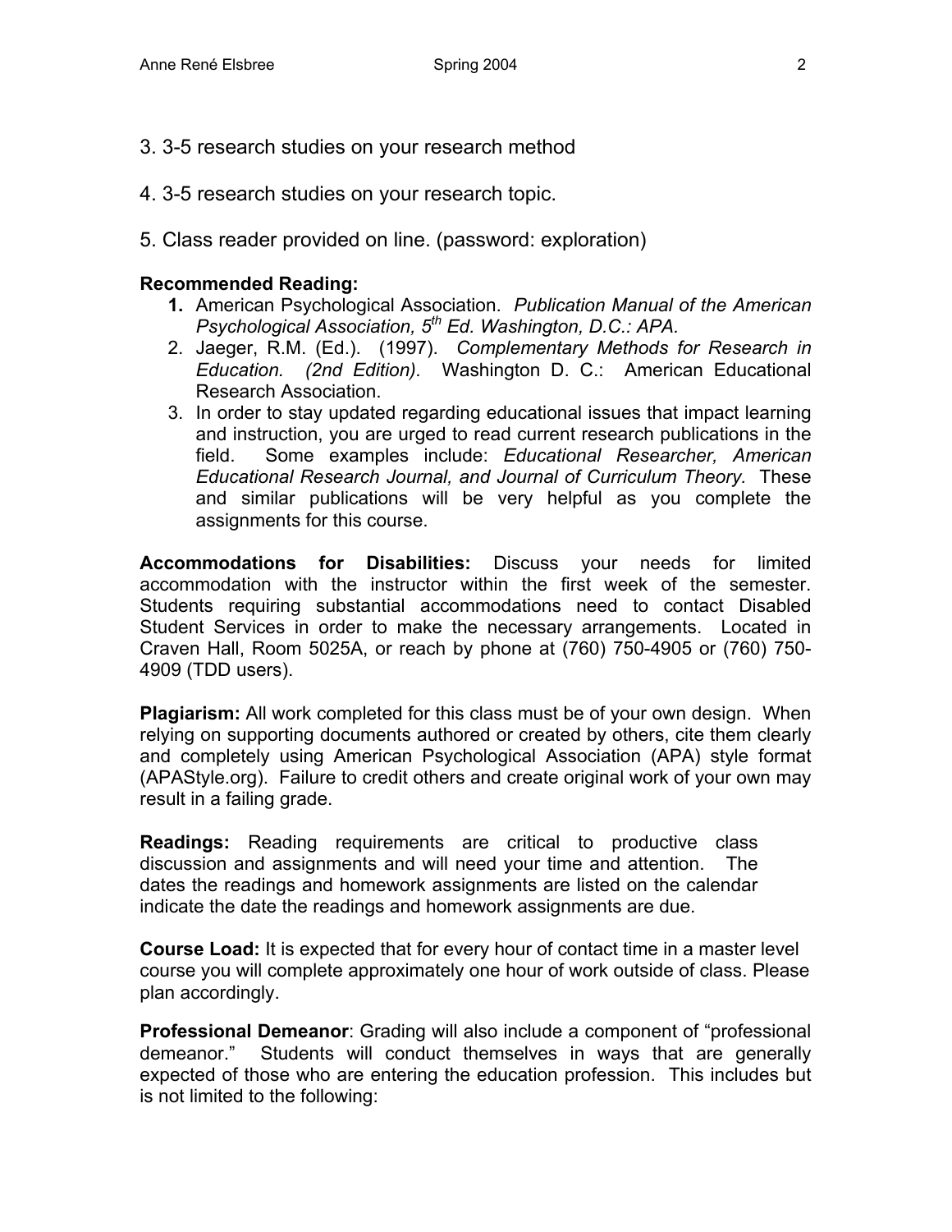3. 3-5 research studies on your research method

4. 3-5 research studies on your research topic.

5. Class reader provided on line. (password: exploration)

**Recommended Reading:**

1. American Psychological Association. *Publication Manual of the American Psychological Association, 5th Ed. Washington, D.C.: APA.*
2. Jaeger, R.M. (Ed.). (1997). *Complementary Methods for Research in Education. (2nd Edition).* Washington D. C.: American Educational Research Association.
3. In order to stay updated regarding educational issues that impact learning and instruction, you are urged to read current research publications in the field. Some examples include: *Educational Researcher, American Educational Research Journal, and Journal of Curriculum Theory.* These and similar publications will be very helpful as you complete the assignments for this course.

**Accommodations for Disabilities:** Discuss your needs for limited accommodation with the instructor within the first week of the semester. Students requiring substantial accommodations need to contact Disabled Student Services in order to make the necessary arrangements. Located in Craven Hall, Room 5025A, or reach by phone at (760) 750-4905 or (760) 750-4909 (TDD users).

**Plagiarism:** All work completed for this class must be of your own design. When relying on supporting documents authored or created by others, cite them clearly and completely using American Psychological Association (APA) style format (APAStyle.org). Failure to credit others and create original work of your own may result in a failing grade.

**Readings:** Reading requirements are critical to productive class discussion and assignments and will need your time and attention. The dates the readings and homework assignments are listed on the calendar indicate the date the readings and homework assignments are due.

**Course Load:** It is expected that for every hour of contact time in a master level course you will complete approximately one hour of work outside of class. Please plan accordingly.

**Professional Demeanor**: Grading will also include a component of "professional demeanor." Students will conduct themselves in ways that are generally expected of those who are entering the education profession. This includes but is not limited to the following: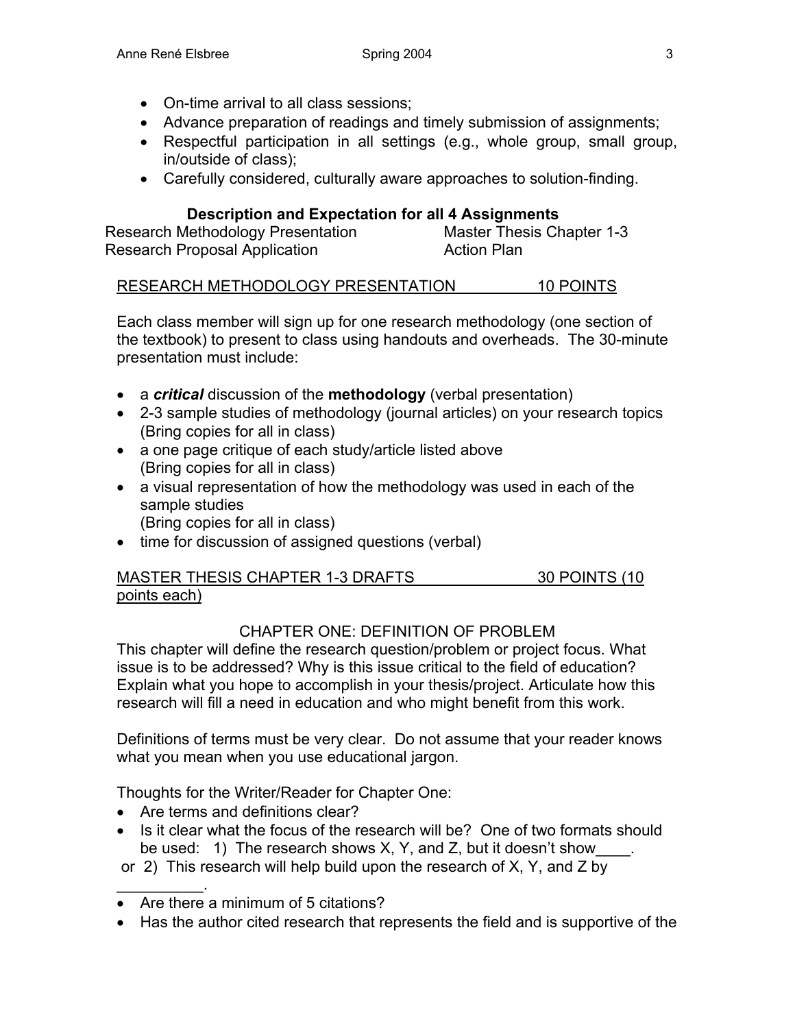- On-time arrival to all class sessions;
- Advance preparation of readings and timely submission of assignments;
- Respectful participation in all settings (e.g., whole group, small group, in/outside of class);
- Carefully considered, culturally aware approaches to solution-finding.

### Description and Expectation for all 4 Assignments

Research Methodology Presentation — Master Thesis Chapter 1-3

Research Proposal Application — Action Plan

RESEARCH METHODOLOGY PRESENTATION — 10 POINTS

Each class member will sign up for one research methodology (one section of the textbook) to present to class using handouts and overheads. The 30-minute presentation must include:

- a ***critical*** discussion of the **methodology** (verbal presentation)
- 2-3 sample studies of methodology (journal articles) on your research topics (Bring copies for all in class)
- a one page critique of each study/article listed above (Bring copies for all in class)
- a visual representation of how the methodology was used in each of the sample studies (Bring copies for all in class)
- time for discussion of assigned questions (verbal)

MASTER THESIS CHAPTER 1-3 DRAFTS — 30 POINTS (10 points each)

CHAPTER ONE: DEFINITION OF PROBLEM

This chapter will define the research question/problem or project focus. What issue is to be addressed? Why is this issue critical to the field of education? Explain what you hope to accomplish in your thesis/project. Articulate how this research will fill a need in education and who might benefit from this work.

Definitions of terms must be very clear. Do not assume that your reader knows what you mean when you use educational jargon.

Thoughts for the Writer/Reader for Chapter One:

- Are terms and definitions clear?
- Is it clear what the focus of the research will be? One of two formats should be used: 1) The research shows X, Y, and Z, but it doesn't show____. or 2) This research will help build upon the research of X, Y, and Z by __________.
- Are there a minimum of 5 citations?
- Has the author cited research that represents the field and is supportive of the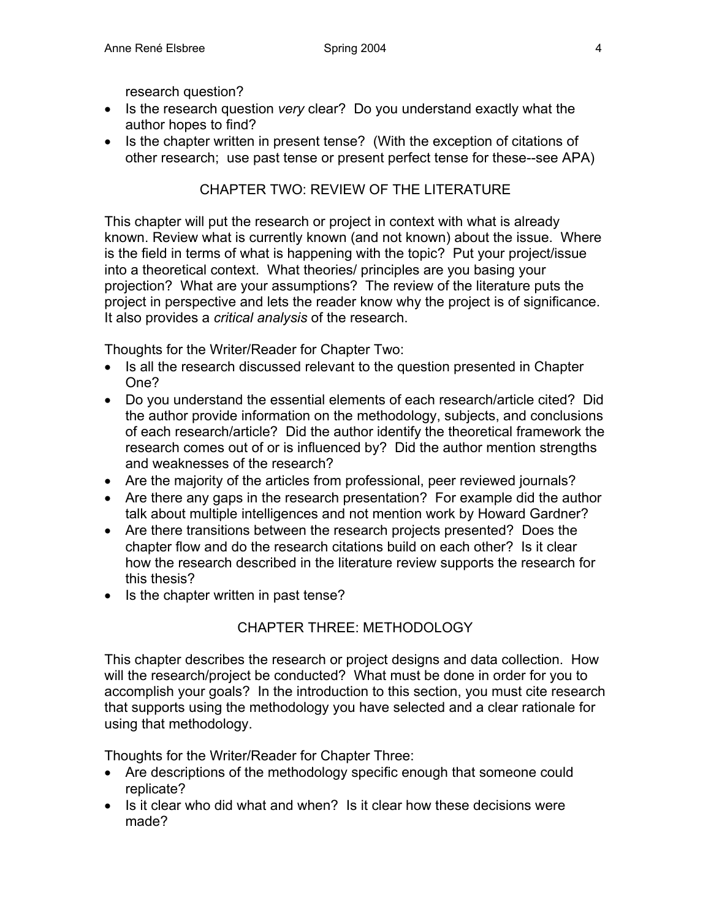research question?

- Is the research question *very* clear? Do you understand exactly what the author hopes to find?
- Is the chapter written in present tense? (With the exception of citations of other research; use past tense or present perfect tense for these--see APA)

## CHAPTER TWO: REVIEW OF THE LITERATURE

This chapter will put the research or project in context with what is already known. Review what is currently known (and not known) about the issue. Where is the field in terms of what is happening with the topic? Put your project/issue into a theoretical context. What theories/ principles are you basing your projection? What are your assumptions? The review of the literature puts the project in perspective and lets the reader know why the project is of significance. It also provides a *critical analysis* of the research.

Thoughts for the Writer/Reader for Chapter Two:

- Is all the research discussed relevant to the question presented in Chapter One?
- Do you understand the essential elements of each research/article cited? Did the author provide information on the methodology, subjects, and conclusions of each research/article? Did the author identify the theoretical framework the research comes out of or is influenced by? Did the author mention strengths and weaknesses of the research?
- Are the majority of the articles from professional, peer reviewed journals?
- Are there any gaps in the research presentation? For example did the author talk about multiple intelligences and not mention work by Howard Gardner?
- Are there transitions between the research projects presented? Does the chapter flow and do the research citations build on each other? Is it clear how the research described in the literature review supports the research for this thesis?
- Is the chapter written in past tense?

## CHAPTER THREE: METHODOLOGY

This chapter describes the research or project designs and data collection. How will the research/project be conducted? What must be done in order for you to accomplish your goals? In the introduction to this section, you must cite research that supports using the methodology you have selected and a clear rationale for using that methodology.

Thoughts for the Writer/Reader for Chapter Three:

- Are descriptions of the methodology specific enough that someone could replicate?
- Is it clear who did what and when? Is it clear how these decisions were made?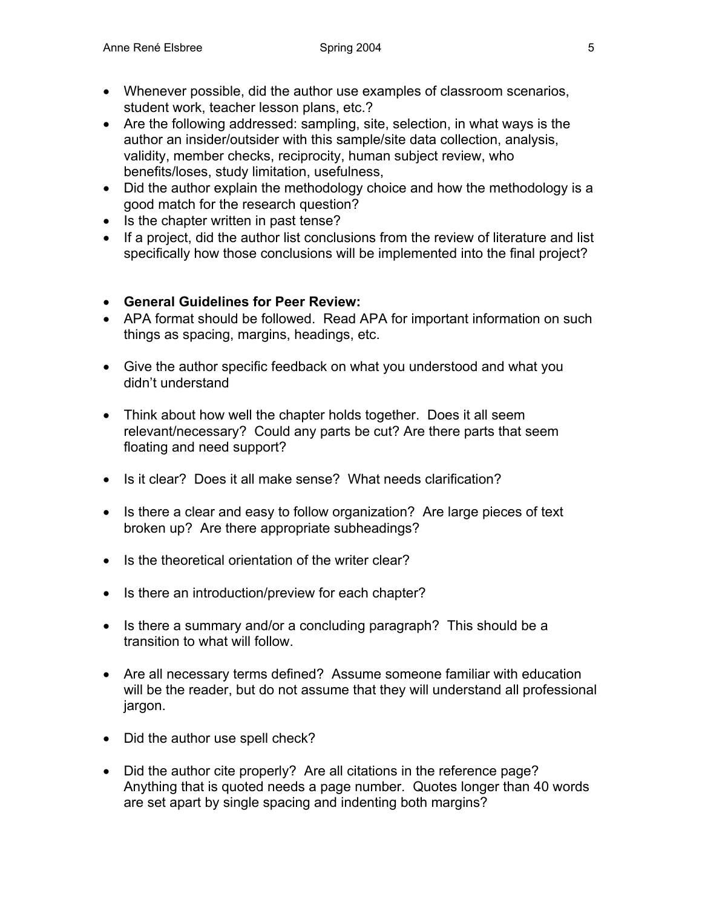- Whenever possible, did the author use examples of classroom scenarios, student work, teacher lesson plans, etc.?
- Are the following addressed: sampling, site, selection, in what ways is the author an insider/outsider with this sample/site data collection, analysis, validity, member checks, reciprocity, human subject review, who benefits/loses, study limitation, usefulness,
- Did the author explain the methodology choice and how the methodology is a good match for the research question?
- Is the chapter written in past tense?
- If a project, did the author list conclusions from the review of literature and list specifically how those conclusions will be implemented into the final project?

- **General Guidelines for Peer Review:**
- APA format should be followed. Read APA for important information on such things as spacing, margins, headings, etc.

- Give the author specific feedback on what you understood and what you didn't understand

- Think about how well the chapter holds together. Does it all seem relevant/necessary? Could any parts be cut? Are there parts that seem floating and need support?

- Is it clear? Does it all make sense? What needs clarification?

- Is there a clear and easy to follow organization? Are large pieces of text broken up? Are there appropriate subheadings?

- Is the theoretical orientation of the writer clear?

- Is there an introduction/preview for each chapter?

- Is there a summary and/or a concluding paragraph? This should be a transition to what will follow.

- Are all necessary terms defined? Assume someone familiar with education will be the reader, but do not assume that they will understand all professional jargon.

- Did the author use spell check?

- Did the author cite properly? Are all citations in the reference page? Anything that is quoted needs a page number. Quotes longer than 40 words are set apart by single spacing and indenting both margins?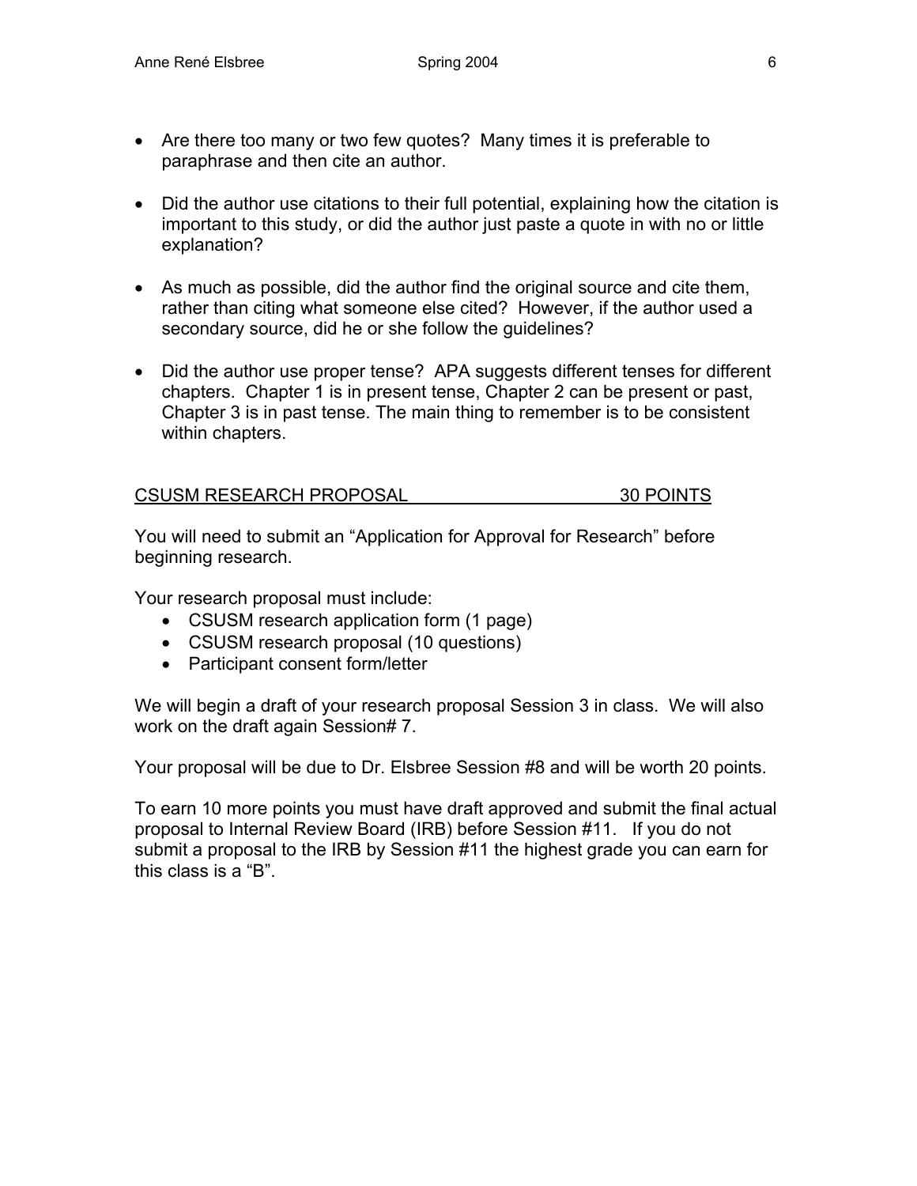- Are there too many or two few quotes? Many times it is preferable to paraphrase and then cite an author.

- Did the author use citations to their full potential, explaining how the citation is important to this study, or did the author just paste a quote in with no or little explanation?

- As much as possible, did the author find the original source and cite them, rather than citing what someone else cited? However, if the author used a secondary source, did he or she follow the guidelines?

- Did the author use proper tense? APA suggests different tenses for different chapters. Chapter 1 is in present tense, Chapter 2 can be present or past, Chapter 3 is in past tense. The main thing to remember is to be consistent within chapters.

## CSUSM RESEARCH PROPOSAL 30 POINTS

You will need to submit an "Application for Approval for Research" before beginning research.

Your research proposal must include:

- CSUSM research application form (1 page)
- CSUSM research proposal (10 questions)
- Participant consent form/letter

We will begin a draft of your research proposal Session 3 in class. We will also work on the draft again Session# 7.

Your proposal will be due to Dr. Elsbree Session #8 and will be worth 20 points.

To earn 10 more points you must have draft approved and submit the final actual proposal to Internal Review Board (IRB) before Session #11. If you do not submit a proposal to the IRB by Session #11 the highest grade you can earn for this class is a "B".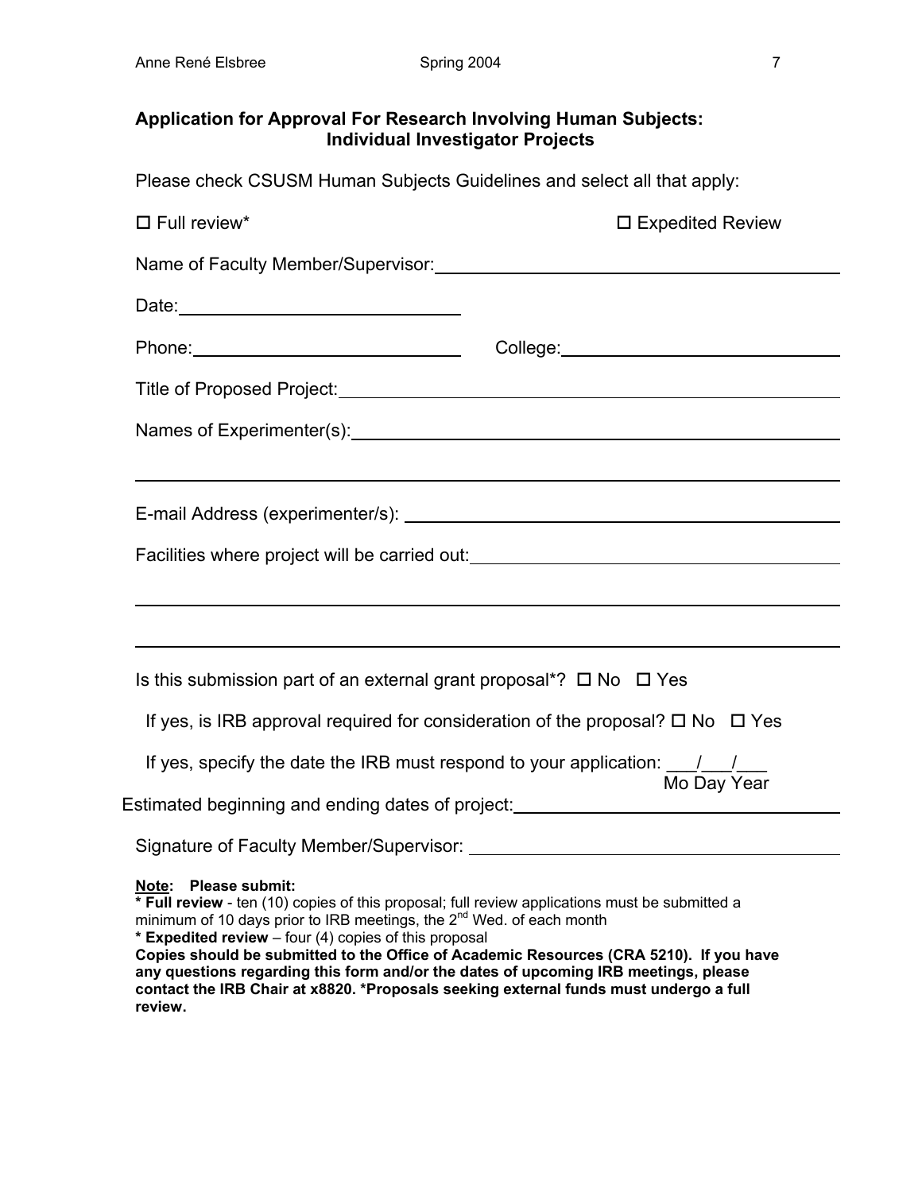## Application for Approval For Research Involving Human Subjects: Individual Investigator Projects

Please check CSUSM Human Subjects Guidelines and select all that apply:

☐ Full review* ☐ Expedited Review

Name of Faculty Member/Supervisor: ______________________________

Date: ______________________

Phone: ______________________ College: ______________________

Title of Proposed Project: ______________________________

Names of Experimenter(s): ______________________________

______________________________________________________________

E-mail Address (experimenter/s): ______________________________

Facilities where project will be carried out: ______________________________

______________________________________________________________

______________________________________________________________

Is this submission part of an external grant proposal*? ☐ No ☐ Yes

If yes, is IRB approval required for consideration of the proposal? ☐ No ☐ Yes

If yes, specify the date the IRB must respond to your application: ___/___/___
Mo Day Year

Estimated beginning and ending dates of project: ______________________________

Signature of Faculty Member/Supervisor: ______________________________

**Note: Please submit:**
**\* Full review** - ten (10) copies of this proposal; full review applications must be submitted a minimum of 10 days prior to IRB meetings, the 2nd Wed. of each month
**\* Expedited review** – four (4) copies of this proposal
**Copies should be submitted to the Office of Academic Resources (CRA 5210). If you have any questions regarding this form and/or the dates of upcoming IRB meetings, please contact the IRB Chair at x8820. \*Proposals seeking external funds must undergo a full review.**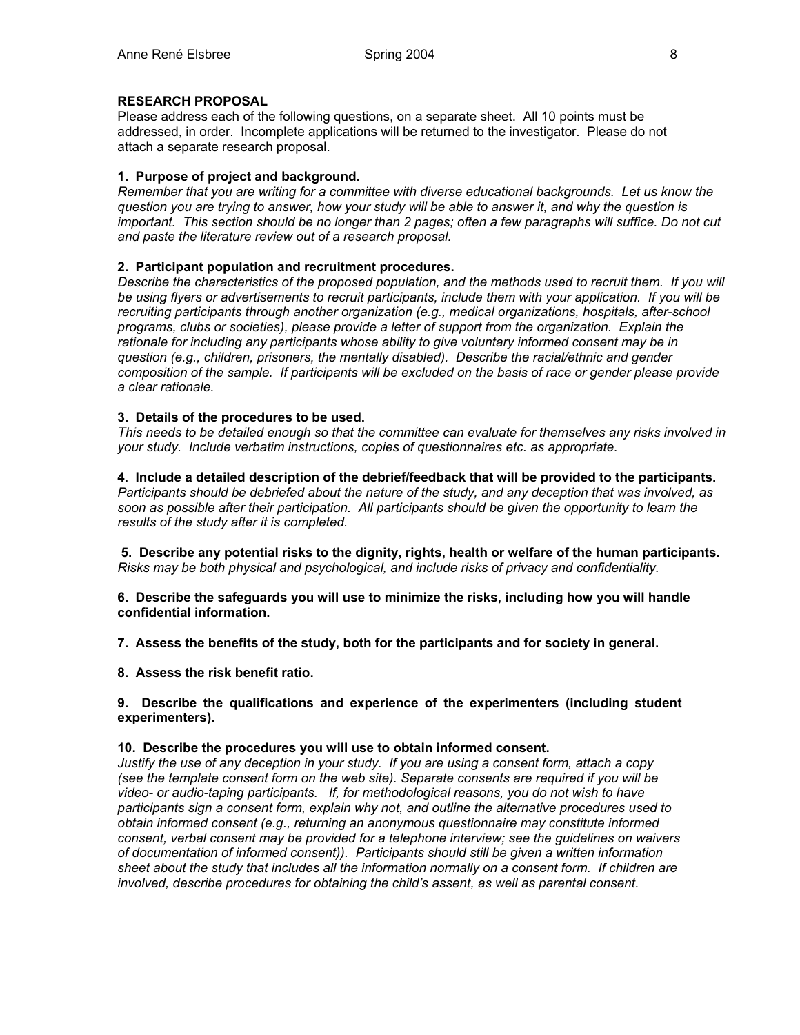**RESEARCH PROPOSAL**

Please address each of the following questions, on a separate sheet. All 10 points must be addressed, in order. Incomplete applications will be returned to the investigator. Please do not attach a separate research proposal.

**1. Purpose of project and background.**

*Remember that you are writing for a committee with diverse educational backgrounds. Let us know the question you are trying to answer, how your study will be able to answer it, and why the question is important. This section should be no longer than 2 pages; often a few paragraphs will suffice. Do not cut and paste the literature review out of a research proposal.*

**2. Participant population and recruitment procedures.**

*Describe the characteristics of the proposed population, and the methods used to recruit them. If you will be using flyers or advertisements to recruit participants, include them with your application. If you will be recruiting participants through another organization (e.g., medical organizations, hospitals, after-school programs, clubs or societies), please provide a letter of support from the organization. Explain the rationale for including any participants whose ability to give voluntary informed consent may be in question (e.g., children, prisoners, the mentally disabled). Describe the racial/ethnic and gender composition of the sample. If participants will be excluded on the basis of race or gender please provide a clear rationale.*

**3. Details of the procedures to be used.**

*This needs to be detailed enough so that the committee can evaluate for themselves any risks involved in your study. Include verbatim instructions, copies of questionnaires etc. as appropriate.*

**4. Include a detailed description of the debrief/feedback that will be provided to the participants.**

*Participants should be debriefed about the nature of the study, and any deception that was involved, as soon as possible after their participation. All participants should be given the opportunity to learn the results of the study after it is completed.*

**5. Describe any potential risks to the dignity, rights, health or welfare of the human participants.**

*Risks may be both physical and psychological, and include risks of privacy and confidentiality.*

**6. Describe the safeguards you will use to minimize the risks, including how you will handle confidential information.**

**7. Assess the benefits of the study, both for the participants and for society in general.**

**8. Assess the risk benefit ratio.**

**9. Describe the qualifications and experience of the experimenters (including student experimenters).**

**10. Describe the procedures you will use to obtain informed consent.**

*Justify the use of any deception in your study. If you are using a consent form, attach a copy (see the template consent form on the web site). Separate consents are required if you will be video- or audio-taping participants. If, for methodological reasons, you do not wish to have participants sign a consent form, explain why not, and outline the alternative procedures used to obtain informed consent (e.g., returning an anonymous questionnaire may constitute informed consent, verbal consent may be provided for a telephone interview; see the guidelines on waivers of documentation of informed consent)). Participants should still be given a written information sheet about the study that includes all the information normally on a consent form. If children are involved, describe procedures for obtaining the child's assent, as well as parental consent.*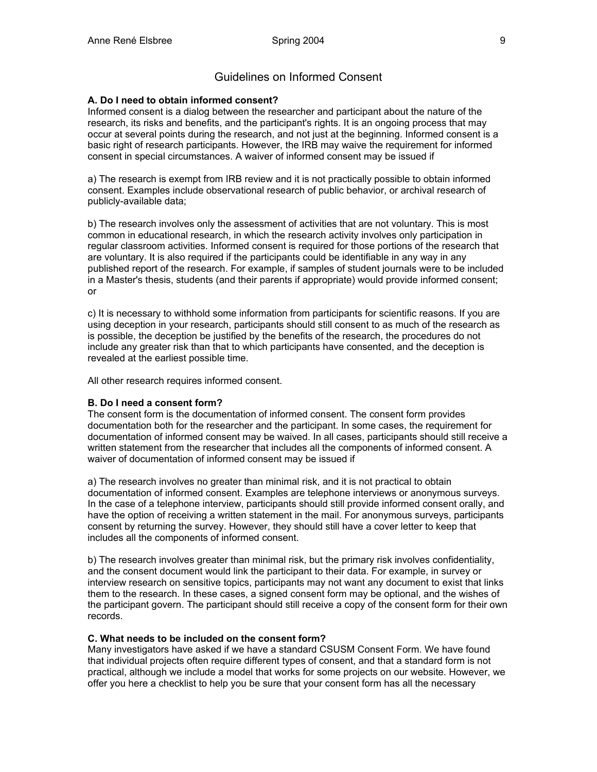## Guidelines on Informed Consent

**A. Do I need to obtain informed consent?**
Informed consent is a dialog between the researcher and participant about the nature of the research, its risks and benefits, and the participant's rights. It is an ongoing process that may occur at several points during the research, and not just at the beginning. Informed consent is a basic right of research participants. However, the IRB may waive the requirement for informed consent in special circumstances. A waiver of informed consent may be issued if

a) The research is exempt from IRB review and it is not practically possible to obtain informed consent. Examples include observational research of public behavior, or archival research of publicly-available data;

b) The research involves only the assessment of activities that are not voluntary. This is most common in educational research, in which the research activity involves only participation in regular classroom activities. Informed consent is required for those portions of the research that are voluntary. It is also required if the participants could be identifiable in any way in any published report of the research. For example, if samples of student journals were to be included in a Master's thesis, students (and their parents if appropriate) would provide informed consent; or

c) It is necessary to withhold some information from participants for scientific reasons. If you are using deception in your research, participants should still consent to as much of the research as is possible, the deception be justified by the benefits of the research, the procedures do not include any greater risk than that to which participants have consented, and the deception is revealed at the earliest possible time.

All other research requires informed consent.

**B. Do I need a consent form?**
The consent form is the documentation of informed consent. The consent form provides documentation both for the researcher and the participant. In some cases, the requirement for documentation of informed consent may be waived. In all cases, participants should still receive a written statement from the researcher that includes all the components of informed consent. A waiver of documentation of informed consent may be issued if

a) The research involves no greater than minimal risk, and it is not practical to obtain documentation of informed consent. Examples are telephone interviews or anonymous surveys. In the case of a telephone interview, participants should still provide informed consent orally, and have the option of receiving a written statement in the mail. For anonymous surveys, participants consent by returning the survey. However, they should still have a cover letter to keep that includes all the components of informed consent.

b) The research involves greater than minimal risk, but the primary risk involves confidentiality, and the consent document would link the participant to their data. For example, in survey or interview research on sensitive topics, participants may not want any document to exist that links them to the research. In these cases, a signed consent form may be optional, and the wishes of the participant govern. The participant should still receive a copy of the consent form for their own records.

**C. What needs to be included on the consent form?**
Many investigators have asked if we have a standard CSUSM Consent Form. We have found that individual projects often require different types of consent, and that a standard form is not practical, although we include a model that works for some projects on our website. However, we offer you here a checklist to help you be sure that your consent form has all the necessary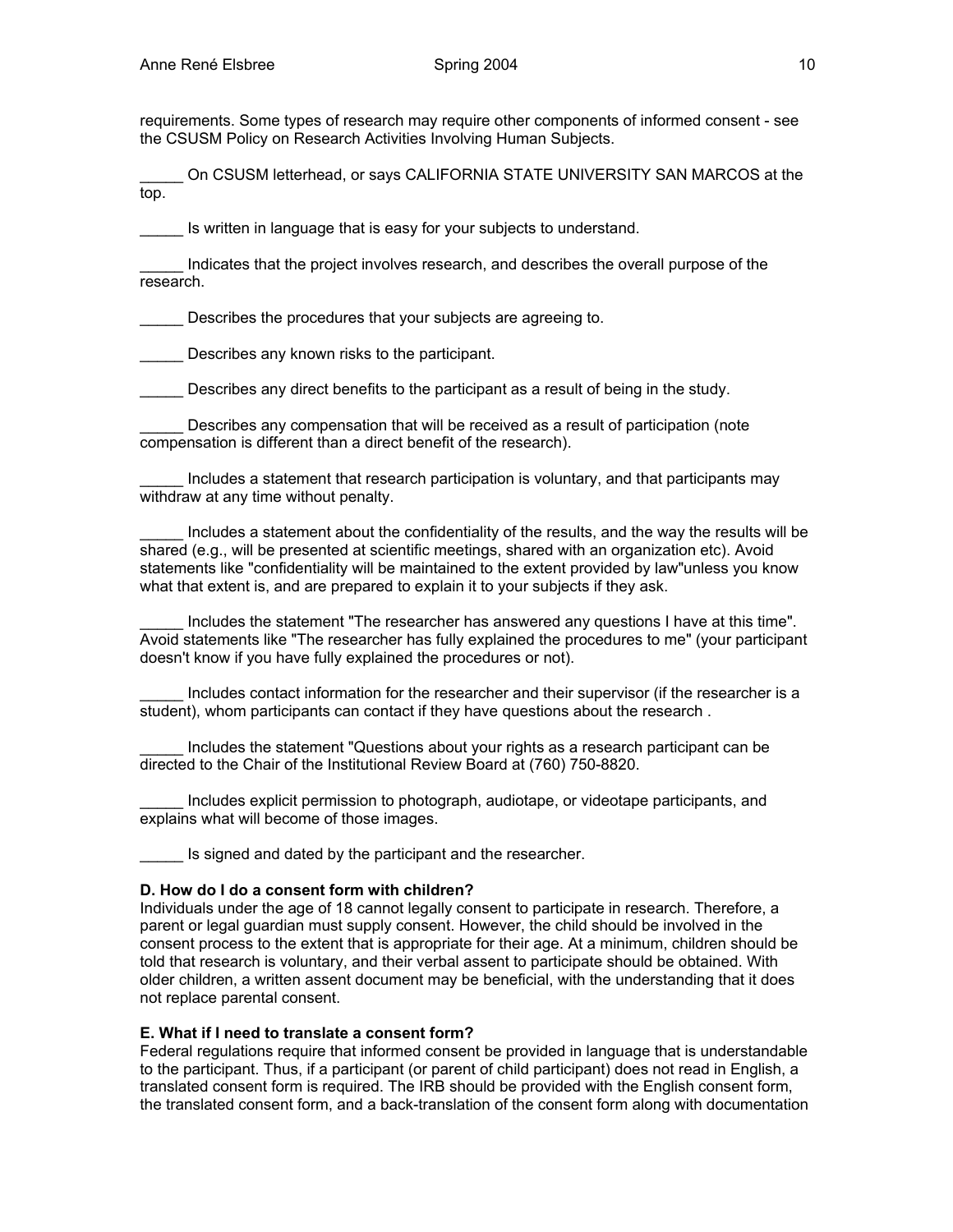requirements. Some types of research may require other components of informed consent - see the CSUSM Policy on Research Activities Involving Human Subjects.

_____ On CSUSM letterhead, or says CALIFORNIA STATE UNIVERSITY SAN MARCOS at the top.

_____ Is written in language that is easy for your subjects to understand.

_____ Indicates that the project involves research, and describes the overall purpose of the research.

_____ Describes the procedures that your subjects are agreeing to.

_____ Describes any known risks to the participant.

_____ Describes any direct benefits to the participant as a result of being in the study.

_____ Describes any compensation that will be received as a result of participation (note compensation is different than a direct benefit of the research).

_____ Includes a statement that research participation is voluntary, and that participants may withdraw at any time without penalty.

_____ Includes a statement about the confidentiality of the results, and the way the results will be shared (e.g., will be presented at scientific meetings, shared with an organization etc). Avoid statements like "confidentiality will be maintained to the extent provided by law"unless you know what that extent is, and are prepared to explain it to your subjects if they ask.

_____ Includes the statement "The researcher has answered any questions I have at this time". Avoid statements like "The researcher has fully explained the procedures to me" (your participant doesn't know if you have fully explained the procedures or not).

_____ Includes contact information for the researcher and their supervisor (if the researcher is a student), whom participants can contact if they have questions about the research .

_____ Includes the statement "Questions about your rights as a research participant can be directed to the Chair of the Institutional Review Board at (760) 750-8820.

_____ Includes explicit permission to photograph, audiotape, or videotape participants, and explains what will become of those images.

_____ Is signed and dated by the participant and the researcher.

**D. How do I do a consent form with children?**
Individuals under the age of 18 cannot legally consent to participate in research. Therefore, a parent or legal guardian must supply consent. However, the child should be involved in the consent process to the extent that is appropriate for their age. At a minimum, children should be told that research is voluntary, and their verbal assent to participate should be obtained. With older children, a written assent document may be beneficial, with the understanding that it does not replace parental consent.

**E. What if I need to translate a consent form?**
Federal regulations require that informed consent be provided in language that is understandable to the participant. Thus, if a participant (or parent of child participant) does not read in English, a translated consent form is required. The IRB should be provided with the English consent form, the translated consent form, and a back-translation of the consent form along with documentation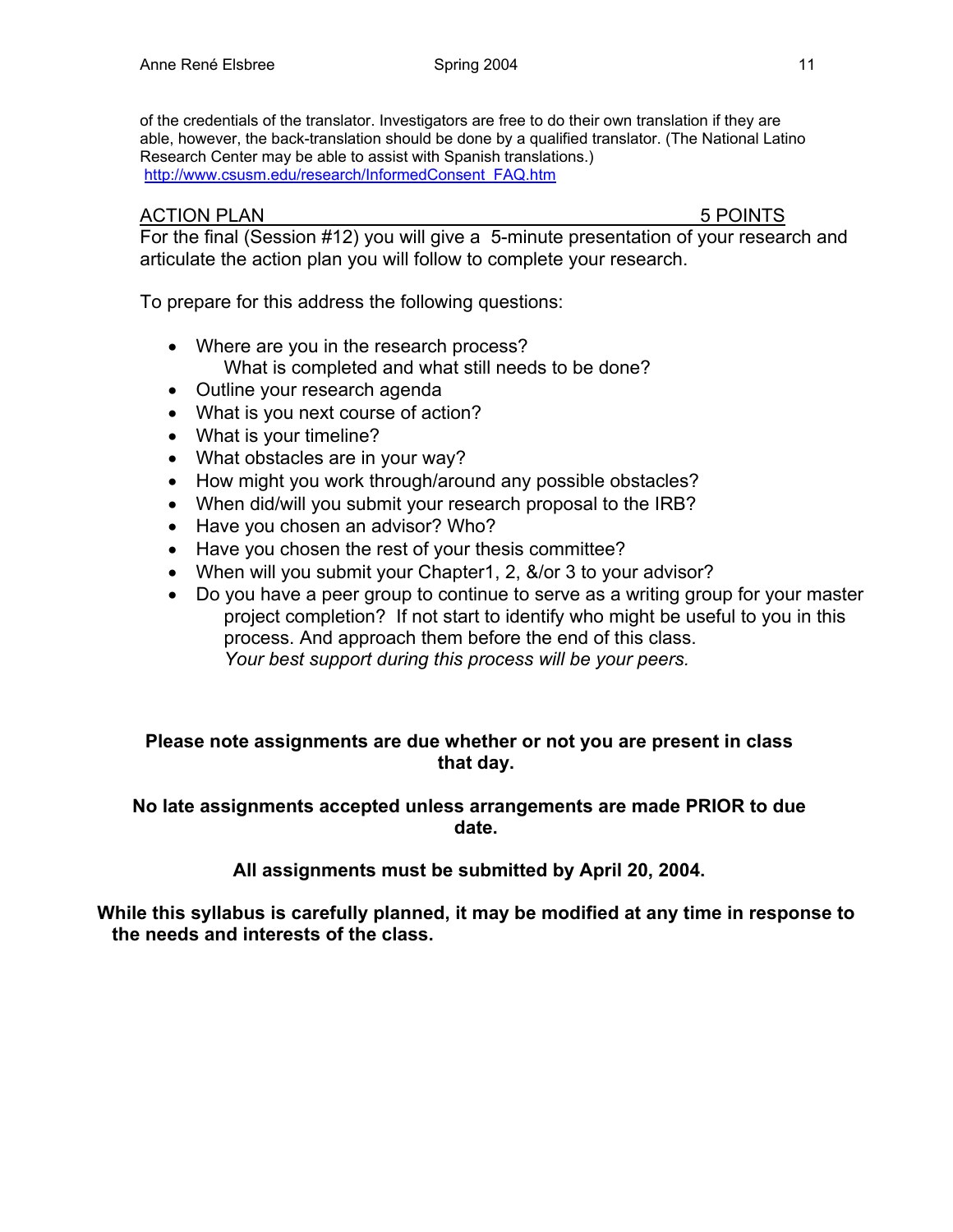of the credentials of the translator. Investigators are free to do their own translation if they are able, however, the back-translation should be done by a qualified translator. (The National Latino Research Center may be able to assist with Spanish translations.)
http://www.csusm.edu/research/InformedConsent_FAQ.htm

ACTION PLAN — 5 POINTS

For the final (Session #12) you will give a 5-minute presentation of your research and articulate the action plan you will follow to complete your research.

To prepare for this address the following questions:

- Where are you in the research process?
  What is completed and what still needs to be done?
- Outline your research agenda
- What is you next course of action?
- What is your timeline?
- What obstacles are in your way?
- How might you work through/around any possible obstacles?
- When did/will you submit your research proposal to the IRB?
- Have you chosen an advisor? Who?
- Have you chosen the rest of your thesis committee?
- When will you submit your Chapter1, 2, &/or 3 to your advisor?
- Do you have a peer group to continue to serve as a writing group for your master project completion? If not start to identify who might be useful to you in this process. And approach them before the end of this class.
  *Your best support during this process will be your peers.*

**Please note assignments are due whether or not you are present in class that day.**

**No late assignments accepted unless arrangements are made PRIOR to due date.**

**All assignments must be submitted by April 20, 2004.**

**While this syllabus is carefully planned, it may be modified at any time in response to the needs and interests of the class.**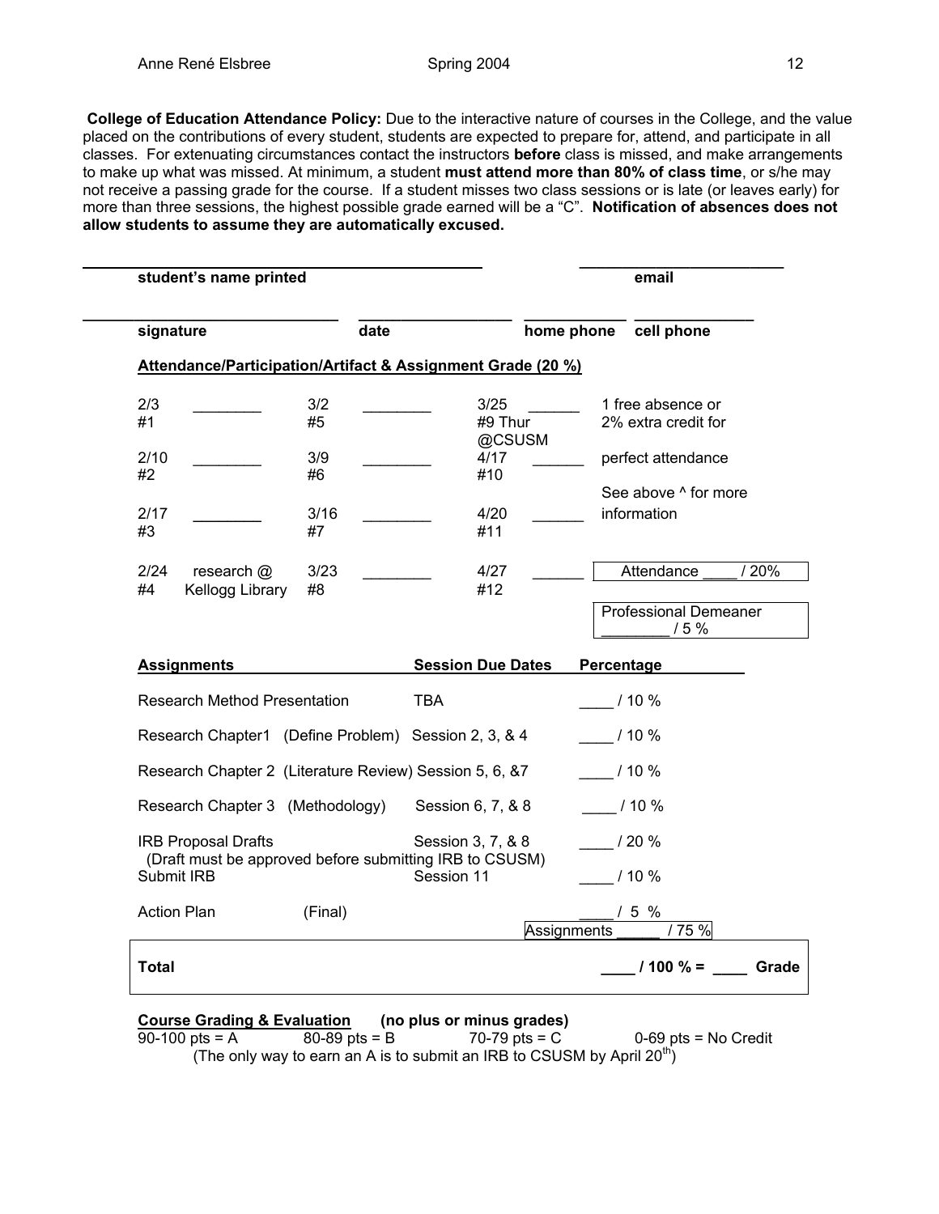**College of Education Attendance Policy:** Due to the interactive nature of courses in the College, and the value placed on the contributions of every student, students are expected to prepare for, attend, and participate in all classes. For extenuating circumstances contact the instructors **before** class is missed, and make arrangements to make up what was missed. At minimum, a student **must attend more than 80% of class time**, or s/he may not receive a passing grade for the course. If a student misses two class sessions or is late (or leaves early) for more than three sessions, the highest possible grade earned will be a "C". **Notification of absences does not allow students to assume they are automatically excused.**

| | |
|---|---|
| ______________________________ | ______________________________ |
| **student's name printed** | **email** |

| | | | |
|---|---|---|---|
| ____________________ | ____________________ | ____________ | ____________ |
| **signature** | **date** | **home phone** | **cell phone** |

**Attendance/Participation/Artifact & Assignment Grade (20 %)**

| | | | | | | |
|---|---|---|---|---|---|---|
| 2/3 #1 | ________ | 3/2 #5 | ________ | 3/25 #9 Thur @CSUSM | ______ | 1 free absence or 2% extra credit for perfect attendance |
| 2/10 #2 | ________ | 3/9 #6 | ________ | 4/17 #10 | ______ | See above ^ for more information |
| 2/17 #3 | ________ | 3/16 #7 | ________ | 4/20 #11 | ______ | |
| 2/24 #4 | research @ Kellogg Library | 3/23 #8 | ________ | 4/27 #12 | ______ | Attendance ____ / 20% |
| | | | | | | Professional Demeaner ________ / 5 % |

| **Assignments** | **Session Due Dates** | **Percentage** |
|---|---|---|
| Research Method Presentation | TBA | ____ / 10 % |
| Research Chapter1 (Define Problem) | Session 2, 3, & 4 | ____ / 10 % |
| Research Chapter 2 (Literature Review) | Session 5, 6, &7 | ____ / 10 % |
| Research Chapter 3 (Methodology) | Session 6, 7, & 8 | ____ / 10 % |
| IRB Proposal Drafts (Draft must be approved before submitting IRB to CSUSM) | Session 3, 7, & 8 | ____ / 20 % |
| Submit IRB | Session 11 | ____ / 10 % |
| Action Plan (Final) | | ____ / 5 % |
| | | Assignments _____ / 75 % |
| **Total** | | **____ / 100 % = ____ Grade** |

**Course Grading & Evaluation (no plus or minus grades)**

90-100 pts = A 80-89 pts = B 70-79 pts = C 0-69 pts = No Credit

(The only way to earn an A is to submit an IRB to CSUSM by April 20th)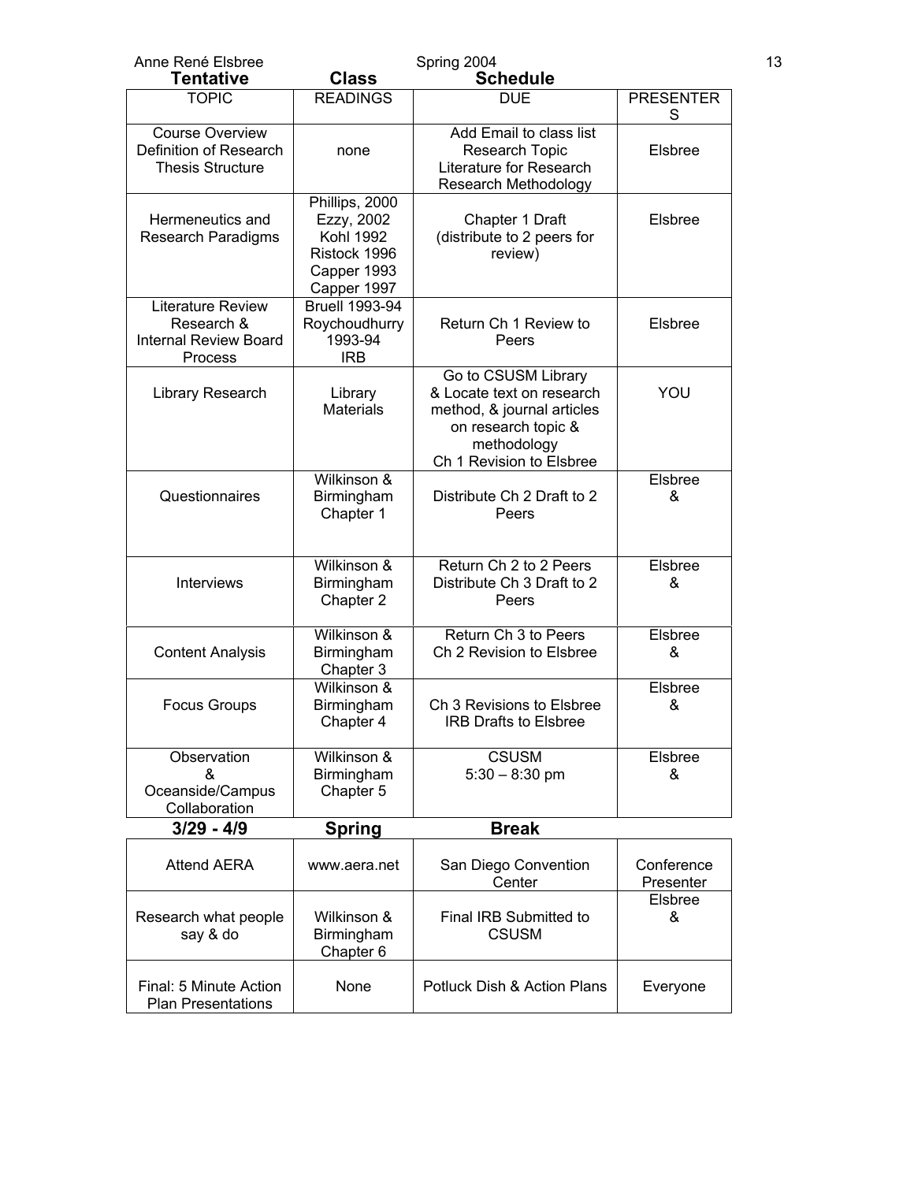# Tentative Class Schedule

| TOPIC | READINGS | DUE | PRESENTERS |
|---|---|---|---|
| Course Overview Definition of Research Thesis Structure | none | Add Email to class list Research Topic Literature for Research Research Methodology | Elsbree |
| Hermeneutics and Research Paradigms | Phillips, 2000 Ezzy, 2002 Kohl 1992 Ristock 1996 Capper 1993 Capper 1997 | Chapter 1 Draft (distribute to 2 peers for review) | Elsbree |
| Literature Review Research & Internal Review Board Process | Bruell 1993-94 Roychoudhurry 1993-94 IRB | Return Ch 1 Review to Peers | Elsbree |
| Library Research | Library Materials | Go to CSUSM Library & Locate text on research method, & journal articles on research topic & methodology Ch 1 Revision to Elsbree | YOU |
| Questionnaires | Wilkinson & Birmingham Chapter 1 | Distribute Ch 2 Draft to 2 Peers | Elsbree & |
| Interviews | Wilkinson & Birmingham Chapter 2 | Return Ch 2 to 2 Peers Distribute Ch 3 Draft to 2 Peers | Elsbree & |
| Content Analysis | Wilkinson & Birmingham Chapter 3 | Return Ch 3 to Peers Ch 2 Revision to Elsbree | Elsbree & |
| Focus Groups | Wilkinson & Birmingham Chapter 4 | Ch 3 Revisions to Elsbree IRB Drafts to Elsbree | Elsbree & |
| Observation & Oceanside/Campus Collaboration | Wilkinson & Birmingham Chapter 5 | CSUSM 5:30 – 8:30 pm | Elsbree & |
| **3/29 - 4/9** | **Spring** | **Break** | |
| Attend AERA | www.aera.net | San Diego Convention Center | Conference Presenter |
| Research what people say & do | Wilkinson & Birmingham Chapter 6 | Final IRB Submitted to CSUSM | Elsbree & |
| Final: 5 Minute Action Plan Presentations | None | Potluck Dish & Action Plans | Everyone |